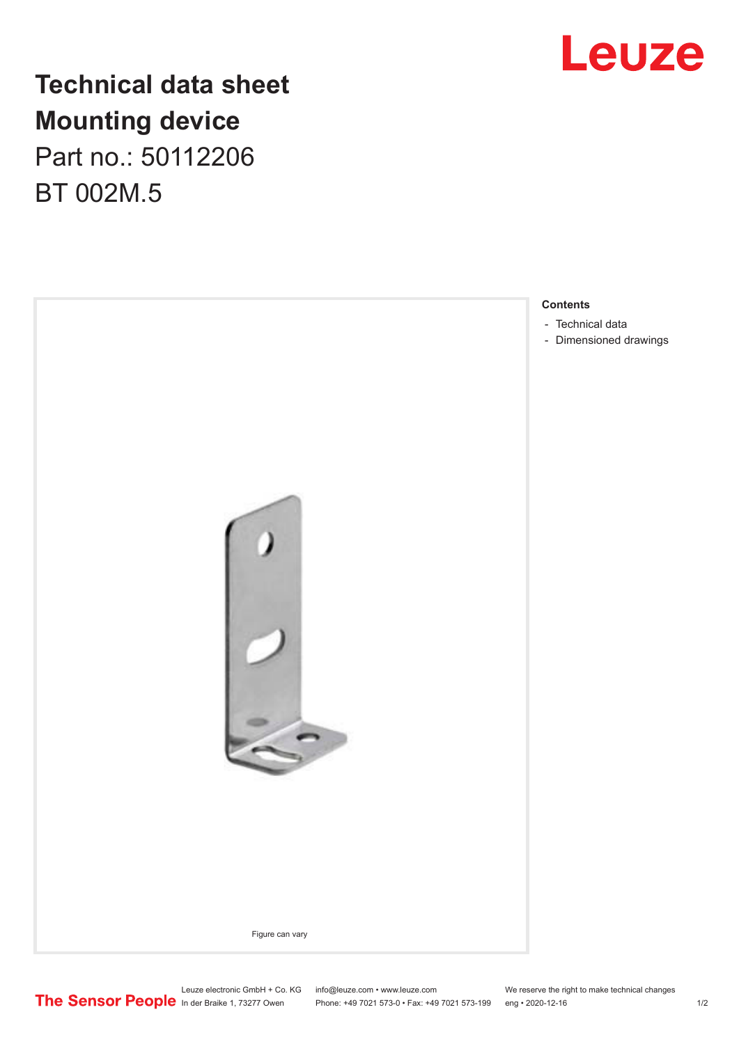# Technical data sheet

# Mounting device

Part no.: 50112206

BT 002M.5

Figure can vary

**Contents**

- Technical data
- Dimensioned drawings

Leuze electronic GmbH + Co. KG
In der Braike 1, 73277 Owen

info@leuze.com • www.leuze.com
Phone: +49 7021 573-0 • Fax: +49 7021 573-199

We reserve the right to make technical changes
eng • 2020-12-16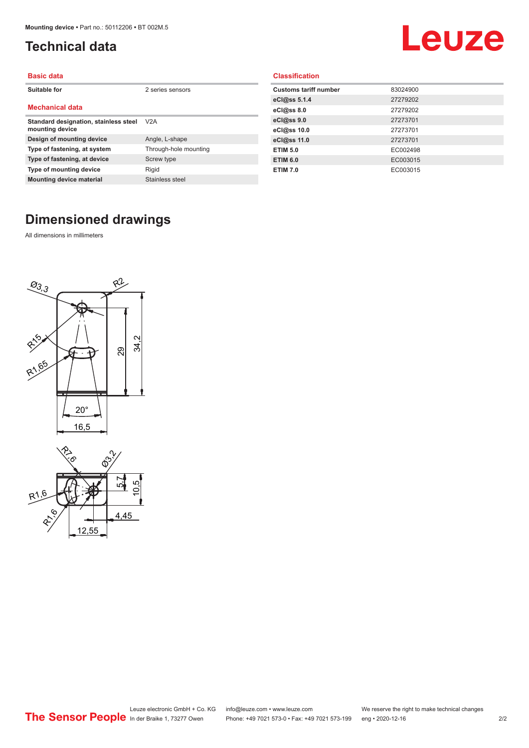Mounting device • Part no.: 50112206 • BT 002M.5

# Technical data

## Basic data

| | |
|---|---|
| Suitable for | 2 series sensors |

## Mechanical data

| | |
|---|---|
| Standard designation, stainless steel mounting device | V2A |
| Design of mounting device | Angle, L-shape |
| Type of fastening, at system | Through-hole mounting |
| Type of fastening, at device | Screw type |
| Type of mounting device | Rigid |
| Mounting device material | Stainless steel |

## Classification

| | |
|---|---|
| Customs tariff number | 83024900 |
| eCl@ss 5.1.4 | 27279202 |
| eCl@ss 8.0 | 27279202 |
| eCl@ss 9.0 | 27273701 |
| eCl@ss 10.0 | 27273701 |
| eCl@ss 11.0 | 27273701 |
| ETIM 5.0 | EC002498 |
| ETIM 6.0 | EC003015 |
| ETIM 7.0 | EC003015 |

# Dimensioned drawings

All dimensions in millimeters

Ø3,3
R2
R15
R1,65
29
34,2
20°
16,5

R7,6
Ø3,2
R1,6
R1,6
5,7
10,5
4,45
12,55

Leuze electronic GmbH + Co. KG
In der Braike 1, 73277 Owen

info@leuze.com • www.leuze.com
Phone: +49 7021 573-0 • Fax: +49 7021 573-199

We reserve the right to make technical changes
eng • 2020-12-16